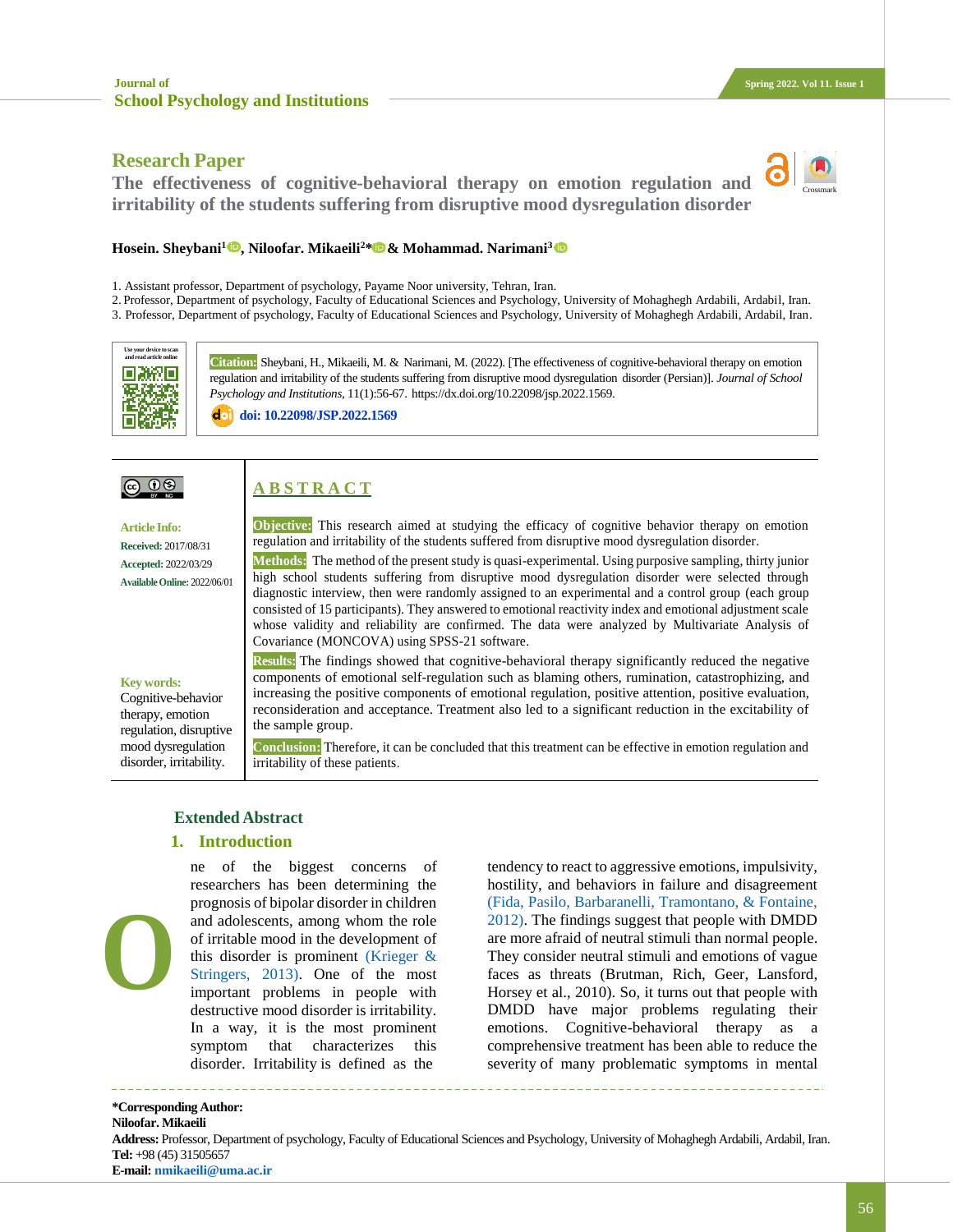Research Paper

# The effectiveness of cognitive-behavioral therapy on emotion regulation and irritability of the students suffering from disruptive mood dysregulation disorder

**Hosein. Sheybani[1], Niloofar. Mikaeili[2]* & Mohammad. Narimani[3]**

1. Assistant professor, Department of psychology, Payame Noor university, Tehran, Iran.
2. Professor, Department of psychology, Faculty of Educational Sciences and Psychology, University of Mohaghegh Ardabili, Ardabil, Iran.
3. Professor, Department of psychology, Faculty of Educational Sciences and Psychology, University of Mohaghegh Ardabili, Ardabil, Iran.

**Citation:** Sheybani, H., Mikaeili, M. & Narimani, M. (2022). [The effectiveness of cognitive-behavioral therapy on emotion regulation and irritability of the students suffering from disruptive mood dysregulation disorder (Persian)]. *Journal of School Psychology and Institutions*, 11(1):56-67. https://dx.doi.org/10.22098/jsp.2022.1569.

**doi: 10.22098/JSP.2022.1569**

**Article Info:**
**Received:** 2017/08/31
**Accepted:** 2022/03/29
**Available Online:** 2022/06/01

**Key words:**
Cognitive-behavior therapy, emotion regulation, disruptive mood dysregulation disorder, irritability.

## ABSTRACT

**Objective:** This research aimed at studying the efficacy of cognitive behavior therapy on emotion regulation and irritability of the students suffered from disruptive mood dysregulation disorder.

**Methods:** The method of the present study is quasi-experimental. Using purposive sampling, thirty junior high school students suffering from disruptive mood dysregulation disorder were selected through diagnostic interview, then were randomly assigned to an experimental and a control group (each group consisted of 15 participants). They answered to emotional reactivity index and emotional adjustment scale whose validity and reliability are confirmed. The data were analyzed by Multivariate Analysis of Covariance (MONCOVA) using SPSS-21 software.

**Results:** The findings showed that cognitive-behavioral therapy significantly reduced the negative components of emotional self-regulation such as blaming others, rumination, catastrophizing, and increasing the positive components of emotional regulation, positive attention, positive evaluation, reconsideration and acceptance. Treatment also led to a significant reduction in the excitability of the sample group.

**Conclusion:** Therefore, it can be concluded that this treatment can be effective in emotion regulation and irritability of these patients.

## Extended Abstract

### 1. Introduction

One of the biggest concerns of researchers has been determining the prognosis of bipolar disorder in children and adolescents, among whom the role of irritable mood in the development of this disorder is prominent (Krieger & Stringers, 2013). One of the most important problems in people with destructive mood disorder is irritability. In a way, it is the most prominent symptom that characterizes this disorder. Irritability is defined as the tendency to react to aggressive emotions, impulsivity, hostility, and behaviors in failure and disagreement (Fida, Pasilo, Barbaranelli, Tramontano, & Fontaine, 2012). The findings suggest that people with DMDD are more afraid of neutral stimuli than normal people. They consider neutral stimuli and emotions of vague faces as threats (Brutman, Rich, Geer, Lansford, Horsey et al., 2010). So, it turns out that people with DMDD have major problems regulating their emotions. Cognitive-behavioral therapy as a comprehensive treatment has been able to reduce the severity of many problematic symptoms in mental

---

***Corresponding Author:**
**Niloofar. Mikaeili**
**Address:** Professor, Department of psychology, Faculty of Educational Sciences and Psychology, University of Mohaghegh Ardabili, Ardabil, Iran.
**Tel:** +98 (45) 31505657
**E-mail:** nmikaeili@uma.ac.ir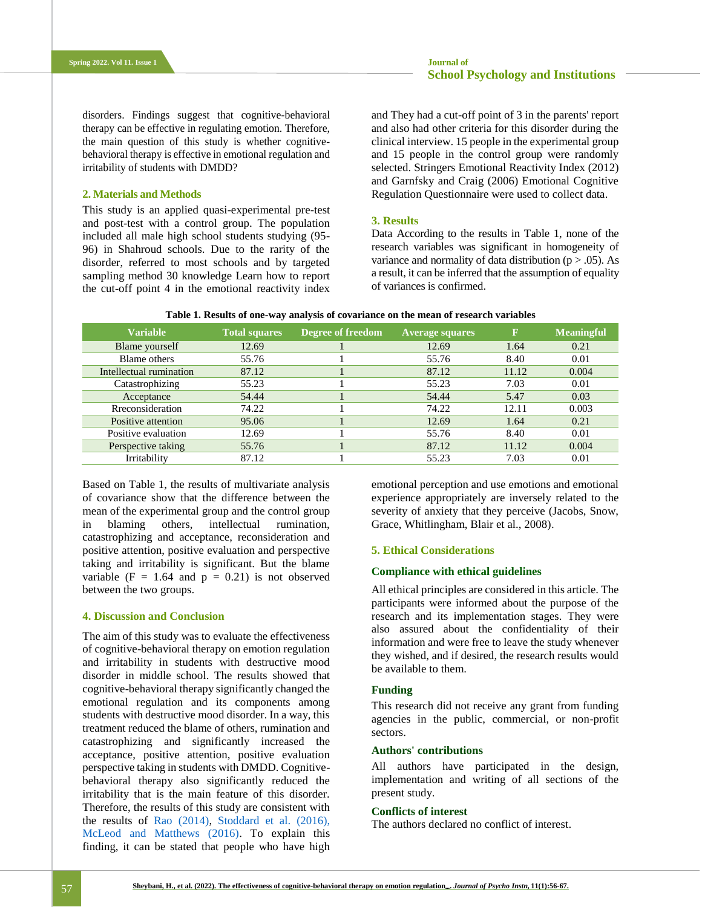disorders. Findings suggest that cognitive-behavioral therapy can be effective in regulating emotion. Therefore, the main question of this study is whether cognitive-behavioral therapy is effective in emotional regulation and irritability of students with DMDD?

## 2. Materials and Methods

This study is an applied quasi-experimental pre-test and post-test with a control group. The population included all male high school students studying (95-96) in Shahroud schools. Due to the rarity of the disorder, referred to most schools and by targeted sampling method 30 knowledge Learn how to report the cut-off point 4 in the emotional reactivity index and They had a cut-off point of 3 in the parents' report and also had other criteria for this disorder during the clinical interview. 15 people in the experimental group and 15 people in the control group were randomly selected. Stringers Emotional Reactivity Index (2012) and Garnfsky and Craig (2006) Emotional Cognitive Regulation Questionnaire were used to collect data.

## 3. Results

Data According to the results in Table 1, none of the research variables was significant in homogeneity of variance and normality of data distribution ($p > .05$). As a result, it can be inferred that the assumption of equality of variances is confirmed.

**Table 1. Results of one-way analysis of covariance on the mean of research variables**

| Variable | Total squares | Degree of freedom | Average squares | F | Meaningful |
|---|---|---|---|---|---|
| Blame yourself | 12.69 | 1 | 12.69 | 1.64 | 0.21 |
| Blame others | 55.76 | 1 | 55.76 | 8.40 | 0.01 |
| Intellectual rumination | 87.12 | 1 | 87.12 | 11.12 | 0.004 |
| Catastrophizing | 55.23 | 1 | 55.23 | 7.03 | 0.01 |
| Acceptance | 54.44 | 1 | 54.44 | 5.47 | 0.03 |
| Rreconsideration | 74.22 | 1 | 74.22 | 12.11 | 0.003 |
| Positive attention | 95.06 | 1 | 12.69 | 1.64 | 0.21 |
| Positive evaluation | 12.69 | 1 | 55.76 | 8.40 | 0.01 |
| Perspective taking | 55.76 | 1 | 87.12 | 11.12 | 0.004 |
| Irritability | 87.12 | 1 | 55.23 | 7.03 | 0.01 |

Based on Table 1, the results of multivariate analysis of covariance show that the difference between the mean of the experimental group and the control group in blaming others, intellectual rumination, catastrophizing and acceptance, reconsideration and positive attention, positive evaluation and perspective taking and irritability is significant. But the blame variable ($F = 1.64$ and $p = 0.21$) is not observed between the two groups.

## 4. Discussion and Conclusion

The aim of this study was to evaluate the effectiveness of cognitive-behavioral therapy on emotion regulation and irritability in students with destructive mood disorder in middle school. The results showed that cognitive-behavioral therapy significantly changed the emotional regulation and its components among students with destructive mood disorder. In a way, this treatment reduced the blame of others, rumination and catastrophizing and significantly increased the acceptance, positive attention, positive evaluation perspective taking in students with DMDD. Cognitive-behavioral therapy also significantly reduced the irritability that is the main feature of this disorder. Therefore, the results of this study are consistent with the results of Rao (2014), Stoddard et al. (2016), McLeod and Matthews (2016). To explain this finding, it can be stated that people who have high emotional perception and use emotions and emotional experience appropriately are inversely related to the severity of anxiety that they perceive (Jacobs, Snow, Grace, Whitlingham, Blair et al., 2008).

## 5. Ethical Considerations

### Compliance with ethical guidelines

All ethical principles are considered in this article. The participants were informed about the purpose of the research and its implementation stages. They were also assured about the confidentiality of their information and were free to leave the study whenever they wished, and if desired, the research results would be available to them.

### Funding

This research did not receive any grant from funding agencies in the public, commercial, or non-profit sectors.

### Authors' contributions

All authors have participated in the design, implementation and writing of all sections of the present study.

### Conflicts of interest

The authors declared no conflict of interest.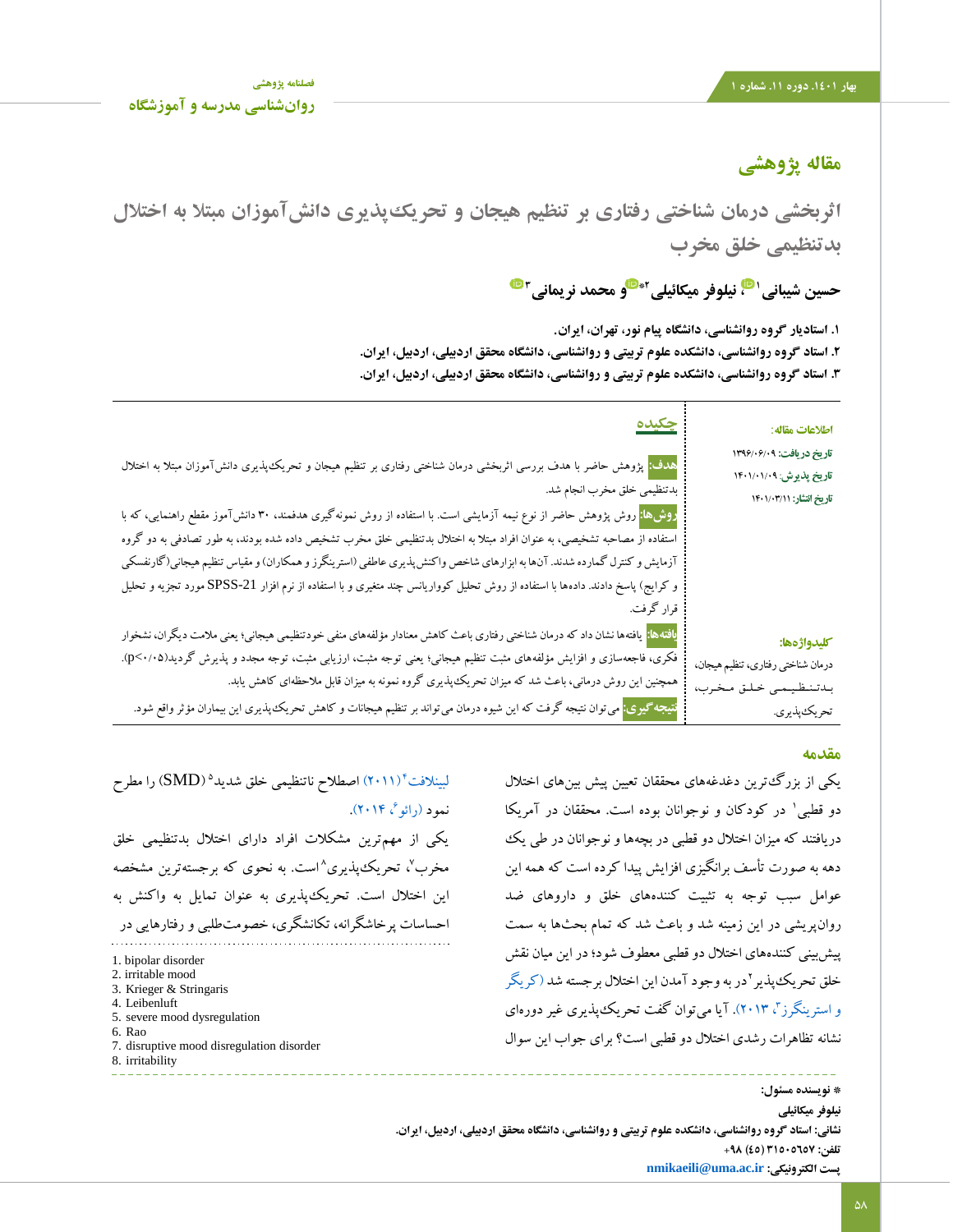## مقاله پژوهشی

# اثربخشی درمان شناختی رفتاری بر تنظیم هیجان و تحریک‌پذیری دانش‌آموزان مبتلا به اختلال بدتنظیمی خلق مخرب

**حسین شیبانی[1]، نیلوفر میکائیلی[2]* و محمد نریمانی[3]**

۱. استادیار گروه روانشناسی، دانشگاه پیام نور، تهران، ایران.
۲. استاد گروه روانشناسی، دانشکده علوم تربیتی و روانشناسی، دانشگاه محقق اردبیلی، اردبیل، ایران.
۳. استاد گروه روانشناسی، دانشکده علوم تربیتی و روانشناسی، دانشگاه محقق اردبیلی، اردبیل، ایران.

**اطلاعات مقاله:**

**تاریخ دریافت:** ۱۳۹۶/۰۶/۰۹
**تاریخ پذیرش:** ۱۴۰۱/۰۱/۰۹
**تاریخ انتشار:** ۱۴۰۱/۰۳/۱۱

**کلیدواژه‌ها:**
درمان شناختی رفتاری، تنظیم هیجان، بدتنظیمی خلق مخرب، تحریک‌پذیری.

## چکیده

**هدف:** پژوهش حاضر با هدف بررسی اثربخشی درمان شناختی رفتاری بر تنظیم هیجان و تحریک‌پذیری دانش‌آموزان مبتلا به اختلال بدتنظیمی خلق مخرب انجام شد.

**روش‌ها:** روش پژوهش حاضر از نوع نیمه آزمایشی است. با استفاده از روش نمونه گیری هدفمند، ۳۰ دانش‌آموز مقطع راهنمایی، که با استفاده از مصاحبه تشخیصی، به عنوان افراد مبتلا به اختلال بدتنظیمی خلق مخرب تشخیص داده شده بودند، به طور تصادفی به دو گروه آزمایش و کنترل گمارده شدند. آن‌ها به ابزارهای شاخص واکنش‌پذیری عاطفی (استرینگرز و همکاران) و مقیاس تنظیم هیجانی(گارنفسکی و کرایج) پاسخ دادند. داده‌ها با استفاده از روش تحلیل کوواریانس چند متغیری و با استفاده از نرم افزار SPSS-21 مورد تجزیه و تحلیل قرار گرفت.

**یافته‌ها:** یافته‌ها نشان داد که درمان شناختی رفتاری باعث کاهش معنادار مؤلفه‌های منفی خودتنظیمی هیجانی؛ یعنی ملامت دیگران، نشخوار فکری، فاجعه‌سازی و افزایش مؤلفه‌های مثبت تنظیم هیجانی؛ یعنی توجه مثبت، ارزیابی مثبت، توجه مجدد و پذیرش گردید($p<0/05$). همچنین این روش درمانی، باعث شد که میزان تحریک‌پذیری گروه نمونه به میزان قابل ملاحظه‌ای کاهش یابد.

**نتیجه گیری:** می‌توان نتیجه گرفت که این شیوه درمان می‌تواند بر تنظیم هیجانات و کاهش تحریک‌پذیری این بیماران مؤثر واقع شود.

## مقدمه

یکی از بزرگ‌ترین دغدغه‌های محققان تعیین پیش بین‌های اختلال دو قطبی[1] در کودکان و نوجوانان بوده است. محققان در آمریکا دریافتند که میزان اختلال دو قطبی در بچه‌ها و نوجوانان در طی یک دهه به صورت تأسف برانگیزی افزایش پیدا کرده است که همه این عوامل سبب توجه به تثبیت کننده‌های خلق و داروهای ضد روان‌پریشی در این زمینه شد و باعث شد که تمام بحث‌ها به سمت پیش‌بینی کننده‌های اختلال دو قطبی معطوف شود؛ در این میان نقش خلق تحریک‌پذیر[2] در به وجود آمدن این اختلال برجسته شد (کریگر و استرینگرز[3]، ۲۰۱۳). آیا می‌توان گفت تحریک‌پذیری غیر دوره‌ای نشانه تظاهرات رشدی اختلال دو قطبی است؟ برای جواب این سوال لیبنلافت[4](۲۰۱۱) اصطلاح نانتظیمی خلق شدید[5](SMD) را مطرح نمود (رائو[6]، ۲۰۱۴).

یکی از مهم‌ترین مشکلات افراد دارای اختلال بدتنظیمی خلق مخرب[7]، تحریک‌پذیری[8] است. به نحوی که برجسته‌ترین مشخصه این اختلال است. تحریک‌پذیری به عنوان تمایل به واکنش به احساسات پرخاشگرانه، تکانشگری، خصومت‌طلبی و رفتارهایی در

---

1. bipolar disorder
2. irritable mood
3. Krieger & Stringaris
4. Leibenluft
5. severe mood dysregulation
6. Rao
7. disruptive mood disregulation disorder
8. irritability

---

**\* نویسنده مسئول:**
**نیلوفر میکائیلی**
**نشانی:** استاد گروه روانشناسی، دانشکده علوم تربیتی و روانشناسی، دانشگاه محقق اردبیلی، اردبیل، ایران.
**تلفن:** ۳۱۵۰۵۶۵۷ (۴۵) ۹۸+
**پست الکترونیکی:** nmikaeili@uma.ac.ir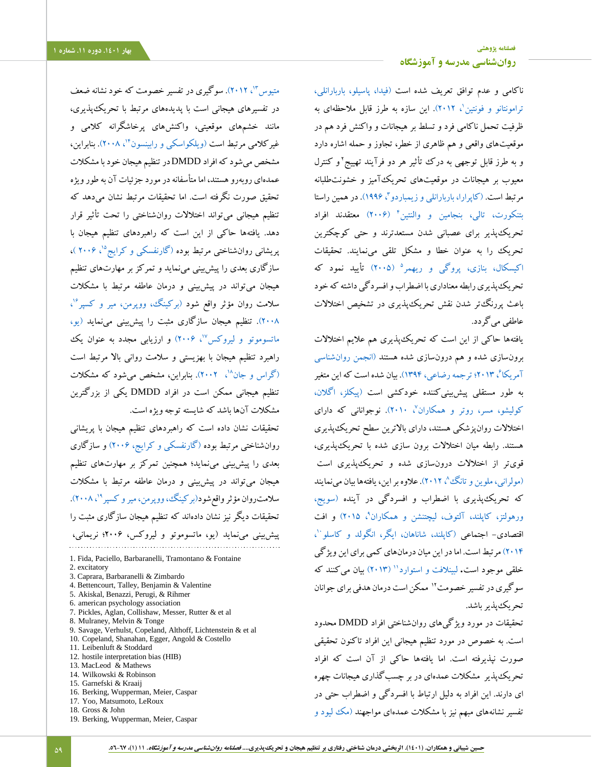ناکامی و عدم توافق تعریف شده است (فیدا، پاسیلو، باربارانلی، ترامونتانو و فونتین[1]، ۲۰۱۲). این سازه به طرز قابل ملاحظه‌ای به ظرفیت تحمل ناکامی فرد و تسلط بر هیجانات و واکنش فرد هم در موقعیت‌های واقعی و هم ظاهری از خطر، تجاوز و حمله اشاره دارد و به طرز قابل توجهی به درک تأثیر هر دو فرآیند تهییج[2] و کنترل معیوب بر هیجانات در موقعیت‌های تحریک‌آمیز و خشونت‌طلبانه مرتبط است. (کاپرارا، باربارانلی و زیمباردو[3]، ۱۹۹۶). در همین راستا بتنکورت، تالی، بنجامین و والنتین[4] (۲۰۰۶) معتقدند افراد تحریک‌پذیر برای عصبانی شدن مستعدترند و حتی کوچکترین تحریک را به عنوان خطا و مشکل تلقی می‌نمایند. تحقیقات اکیسکال، بنازی، پروگی و ریهمر[5] (۲۰۰۵) تأیید نمود که تحریک‌پذیری رابطه معناداری با اضطراب و افسردگی داشته که خود باعث پررنگ‌تر شدن نقش تحریک‌پذیری در تشخیص اختلالات عاطفی می‌گردد.

یافته‌ها حاکی از این است که تحریک‌پذیری هم علایم اختلالات برونسازی شده و هم درونسازی شده هستند (انجمن روانشناسی آمریکا[6]، ۲۰۱۳؛ ترجمه رضاعی، ۱۳۹۴). بیان شده است که این متغیر به طور مستقلی پیش‌بینی‌کننده خودکشی است (پیکلز، اگلان، کولیشو، مسر، روتر و همکاران[7]، ۲۰۱۰). نوجوانانی که دارای اختلالات روانپزشکی هستند، دارای بالاترین سطح تحریک‌پذیری هستند. رابطه میان اختلالات برون سازی شده با تحریک‌پذیری، قوی‌تر از اختلالات درونسازی شده و تحریک‌پذیری است (مولرانی، ملوین و تانگ[8]، ۲۰۱۲). علاوه بر این، یافته‌ها بیان می‌نمایند که تحریک‌پذیری با اضطراب و افسردگی در آینده (سویج، ورهولتز، کاپلند، آلتوف، لیچتنش و همکاران[9]، ۲۰۱۵) و افت اقتصادی- اجتماعی (کاپلند، شاناهان، ایگر، انگولد و کاسلو[10]، ۲۰۱۴) مرتبط است. اما در این میان درمان‌های کمی برای این ویژگی خلقی موجود است. لیبلافت و استوارد[11] (۲۰۱۳) بیان می‌کنند که سوگیری در تفسیر خصومت[12] ممکن است درمان هدفی برای جوانان تحریک‌پذیر باشد.

تحقیقات در مورد ویژگی‌های روانشناختی افراد DMDD محدود است. به خصوص در مورد تنظیم هیجانی این افراد تاکنون تحقیقی صورت نپذیرفته است. اما یافته‌ها حاکی از آن است که افراد تحریک‌پذیر مشکلات عمده‌ای در بر چسب‌گذاری هیجانات چهره ای دارند. این افراد به دلیل ارتباط با افسردگی و اضطراب حتی در تفسیر نشانه‌های مبهم نیز با مشکلات عمده‌ای مواجهند (مک لود و متیوس[13]، ۲۰۱۲). سوگیری در تفسیر خصومت که خود نشانه ضعف در تفسیرهای هیجانی است با پدیده‌های مرتبط با تحریک‌پذیری، مانند خشم‌های موقعیتی، واکنش‌های پرخاشگرانه کلامی و غیرکلامی مرتبط است (ویلکواسکی و رابینسون[14]، ۲۰۰۸). بنابراین، مشخص می‌شود که افراد DMDD در تنظیم هیجان خود با مشکلات عمده‌ای روبه‌رو هستند، اما متأسفانه در مورد جزئیات آن به طور ویژه تحقیق صورت نگرفته است. اما تحقیقات مرتبط نشان می‌دهد که تنظیم هیجانی می‌تواند اختلالات روانشناختی را تحت تأثیر قرار دهد. یافته‌ها حاکی از این است که راهبردهای تنظیم هیجان با پریشانی روانشناختی مرتبط بوده (گارنفسکی و کرایج[15]، ۲۰۰۶ )، سازگاری بعدی را پیش‌بینی می‌نماید و تمرکز بر مهارت‌های تنظیم هیجان می‌تواند در پیش‌بینی و درمان عاطفه مرتبط با مشکلات سلامت روان مؤثر واقع شود (برکینگ، ووپرمن، میر و کسپر[16]، ۲۰۰۸). تنظیم هیجان سازگاری مثبت را پیش‌بینی می‌نماید (یو، ماتسوموتو و لیروکس[17]، ۲۰۰۶) و ارزیابی مجدد به عنوان یک راهبرد تنظیم هیجان با بهزیستی و سلامت روانی بالا مرتبط است (گراس و جان[18]، ۲۰۰۲). بنابراین، مشخص می‌شود که مشکلات تنظیم هیجانی ممکن است در افراد DMDD یکی از بزرگترین مشکلات آن‌ها باشد که شایسته توجه ویژه است.

تحقیقات نشان داده است که راهبردهای تنظیم هیجان با پریشانی روانشناختی مرتبط بوده (گارنفسکی و کرایج، ۲۰۰۶) و سازگاری بعدی را پیش‌بینی می‌نماید؛ همچنین تمرکز بر مهارت‌های تنظیم هیجان می‌تواند در پیش‌بینی و درمان عاطفه مرتبط با مشکلات سلامت‌روان مؤثر واقع‌شود(برکینگ، ووپرمن، میر و کسپر[19]، ۲۰۰۸). تحقیقات دیگر نیز نشان داده‌اند که تنظیم هیجان سازگاری مثبت را پیش‌بینی می‌نماید (یو، ماتسوموتو و لیروکس، ۲۰۰۶؛ نریمانی،

---

1. Fida, Paciello, Barbaranelli, Tramontano & Fontaine
2. excitatory
3. Caprara, Barbaranelli & Zimbardo
4. Bettencourt, Talley, Benjamin & Valentine
5. Akiskal, Benazzi, Perugi, & Rihmer
6. american psychology association
7. Pickles, Aglan, Collishaw, Messer, Rutter & et al
8. Mulraney, Melvin & Tonge
9. Savage, Verhulst, Copeland, Althoff, Lichtenstein & et al
10. Copeland, Shanahan, Egger, Angold & Costello
11. Leibenluft & Stoddard
12. hostile interpretation bias (HIB)
13. MacLeod & Mathews
14. Wilkowski & Robinson
15. Garnefski & Kraaij
16. Berking, Wupperman, Meier, Caspar
17. Yoo, Matsumoto, LeRoux
18. Gross & John
19. Berking, Wupperman, Meier, Caspar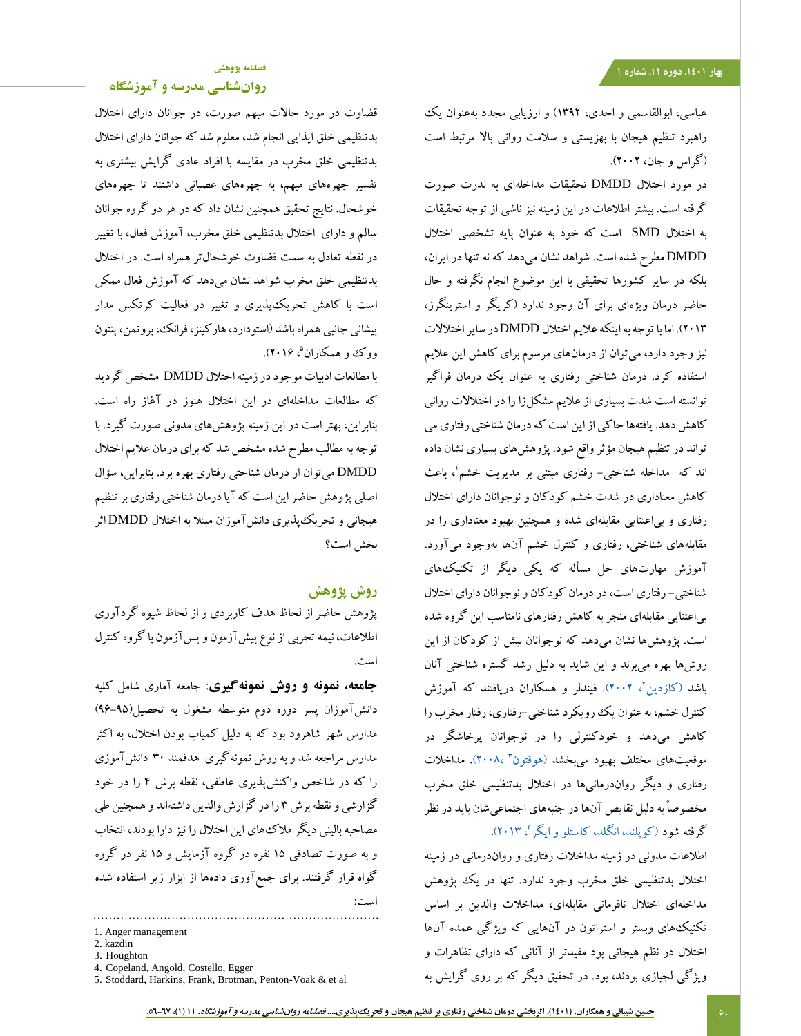عباسی، ابوالقاسمی و احدی، ۱۳۹۲) و ارزیابی مجدد به‌عنوان یک راهبرد تنظیم هیجان با بهزیستی و سلامت روانی بالا مرتبط است (گراس و جان، ۲۰۰۲).

در مورد اختلال DMDD تحقیقات مداخله‌ای به ندرت صورت گرفته است. بیشتر اطلاعات در این زمینه نیز ناشی از توجه تحقیقات به اختلال SMD است که خود به عنوان پایه تشخیصی اختلال DMDD مطرح شده است. شواهد نشان می‌دهد که نه تنها در ایران، بلکه در سایر کشورها تحقیقی با این موضوع انجام نگرفته و حال حاضر درمان ویژه‌ای برای آن وجود ندارد (کریگر و استرینگرز، ۲۰۱۳). اما با توجه به اینکه علایم اختلال DMDD در سایر اختلالات نیز وجود دارد، می‌توان از درمان‌های مرسوم برای کاهش این علایم استفاده کرد. درمان شناختی رفتاری به عنوان یک درمان فراگیر توانسته است شدت بسیاری از علایم مشکل‌زا را در اختلالات روانی کاهش دهد. یافته‌ها حاکی از این است که درمان شناختی رفتاری می تواند در تنظیم هیجان مؤثر واقع شود. پژوهش‌های بسیاری نشان داده اند که مداخله شناختی- رفتاری مبتنی بر مدیریت خشم[1]، باعث کاهش معناداری در شدت خشم کودکان و نوجوانان دارای اختلال رفتاری و بی‌اعتنایی مقابله‌ای شده و همچنین بهبود معناداری را در مقابله‌های شناختی، رفتاری و کنترل خشم آن‌ها به‌وجود می‌آورد. آموزش مهارت‌های حل مسأله که یکی دیگر از تکنیک‌های شناختی- رفتاری است، در درمان کودکان و نوجوانان دارای اختلال بی‌اعتنایی مقابله‌ای منجر به کاهش رفتارهای نامناسب این گروه شده است. پژوهش‌ها نشان می‌دهد که نوجوانان بیش از کودکان از این روش‌ها بهره می‌برند و این شاید به دلیل رشد گستره شناختی آنان باشد (کازدین[2]، ۲۰۰۲). فیندلر و همکاران دریافتند که آموزش کنترل خشم، به عنوان یک رویکرد شناختی-رفتاری، رفتار مخرب را کاهش می‌دهد و خودکنترلی را در نوجوانان پرخاشگر در موقعیت‌های مختلف بهبود می‌بخشد (هوتون[3]، ۲۰۰۸). مداخلات رفتاری و دیگر رواندرمانی‌ها در اختلال بدتنظیمی خلق مخرب مخصوصاً به دلیل نقایص آن‌ها در جنبه‌های اجتماعی‌شان باید در نظر گرفته شود (کوپلند، انگلد، کاستلو و ایگر[4]، ۲۰۱۳).

اطلاعات مدونی در زمینه مداخلات رفتاری و رواندرمانی در زمینه اختلال بدتنظیمی خلق مخرب وجود ندارد. تنها در یک پژوهش مداخله‌ای اختلال نافرمانی مقابله‌ای، مداخلات والدین بر اساس تکنیک‌های وبستر و استراتون در آن‌هایی که ویژگی عمده آن‌ها اختلال در نظم هیجانی بود مفیدتر از آنانی که دارای تظاهرات و ویژگی لجبازی بودند، بود. در تحقیق دیگر که بر روی گرایش به قضاوت در مورد حالات مبهم صورت، در جوانان دارای اختلال بدتنظیمی خلق ایذایی انجام شد، معلوم شد که جوانان دارای اختلال بدتنظیمی خلق مخرب در مقایسه با افراد عادی گرایش بیشتری به تفسیر چهره‌های مبهم، به چهره‌های عصبانی داشتند تا چهره‌های خوشحال. نتایج تحقیق همچنین نشان داد که در هر دو گروه جوانان سالم و دارای اختلال بدتنظیمی خلق مخرب، آموزش فعال، با تغییر در نقطه تعادل به سمت قضاوت خوشحال‌تر همراه است. در اختلال بدتنظیمی خلق مخرب شواهد نشان می‌دهد که آموزش فعال ممکن است با کاهش تحریک‌پذیری و تغییر در فعالیت کرتکس مدار پیشانی جانبی همراه باشد (استودارد، هارکینز، فرانک، بروتمن، پنتون ووک و همکاران[5]، ۲۰۱۶).

با مطالعات ادبیات موجود در زمینه اختلال DMDD مشخص گردید که مطالعات مداخله‌ای در این اختلال هنوز در آغاز راه است. بنابراین، بهتر است در این زمینه پژوهش‌های مدونی صورت گیرد. با توجه به مطالب مطرح شده مشخص شد که برای درمان علایم اختلال DMDD می‌توان از درمان شناختی رفتاری بهره برد. بنابراین، سؤال اصلی پژوهش حاضر این است که آیا درمان شناختی رفتاری بر تنظیم هیجانی و تحریک‌پذیری دانش‌آموزان مبتلا به اختلال DMDD اثر بخش است؟

## روش پژوهش

پژوهش حاضر از لحاظ هدف کاربردی و از لحاظ شیوه گردآوری اطلاعات، نیمه تجربی از نوع پیش‌آزمون و پس‌آزمون با گروه کنترل است.

**جامعه، نمونه و روش نمونه‌گیری:** جامعه آماری شامل کلیه دانش‌آموزان پسر دوره دوم متوسط مشغول به تحصیل(۹۵-۹۶) مدارس شهر شاهرود بود که به دلیل کمیاب بودن اختلال، به اکثر مدارس مراجعه شد و به روش نمونه گیری هدفمند ۳۰ دانش‌آموزی را که در شاخص واکنش‌پذیری عاطفی، نقطه برش ۴ را در خود گزارشی و نقطه برش ۳ را در گزارش والدین داشته‌اند و همچنین طی مصاحبه بالینی دیگر ملاک‌های این اختلال را نیز دارا بودند، انتخاب و به صورت تصادفی ۱۵ نفره در گروه آزمایش و ۱۵ نفر در گروه گواه قرار گرفتند. برای جمع‌آوری داده‌ها از ابزار زیر استفاده شده است:

---

1. Anger management
2. kazdin
3. Houghton
4. Copeland, Angold, Costello, Egger
5. Stoddard, Harkins, Frank, Brotman, Penton-Voak & et al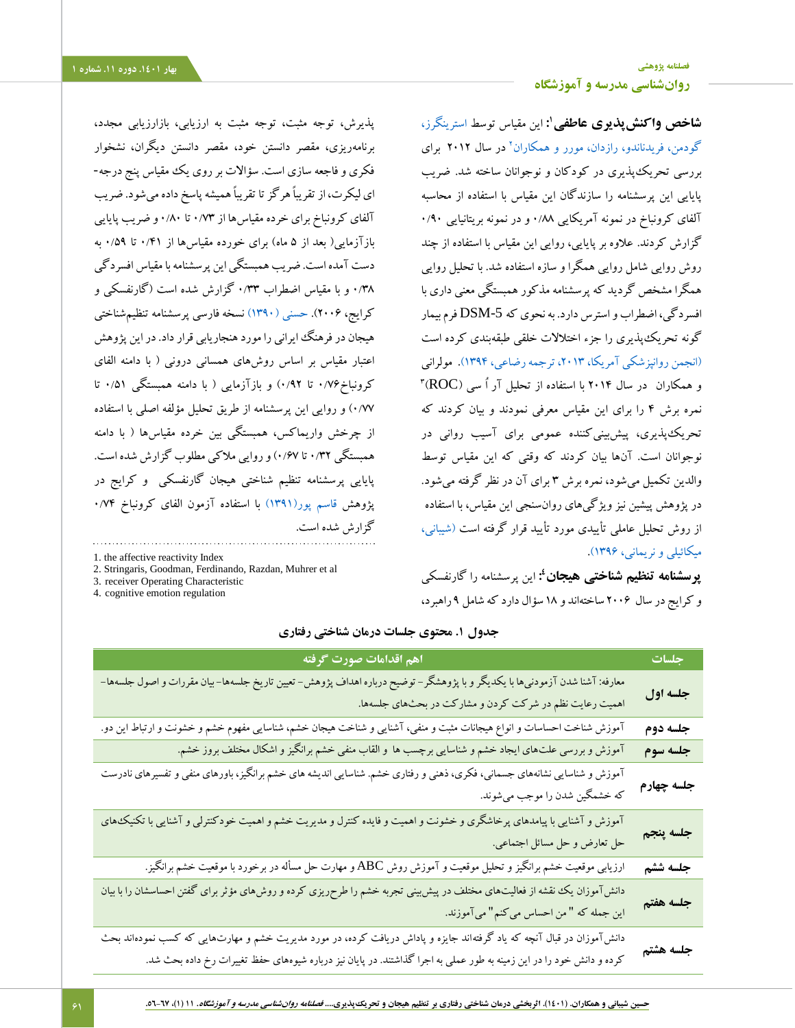**شاخص واکنش‌پذیری عاطفی[1]**: این مقیاس توسط استرینگرز، گودمن، فریدناندو، رازدان، مورر و همکاران[2] در سال ۲۰۱۲ برای بررسی تحریک‌پذیری در کودکان و نوجوانان ساخته شد. ضریب پایایی این پرسشنامه را سازندگان این مقیاس با استفاده از محاسبه آلفای کرونباخ در نمونه آمریکایی ۰/۸۸ و در نمونه بریتانیایی ۰/۹۰ گزارش کردند. علاوه بر پایایی، روایی این مقیاس با استفاده از چند روش روایی شامل روایی همگرا و سازه استفاده شد. با تحلیل روایی همگرا مشخص گردید که پرسشنامه مذکور همبستگی معنی داری با افسردگی، اضطراب و استرس دارد. به نحوی که DSM-5 فرم بیمار گونه تحریک‌پذیری را جزء اختلالات خلق طبقه‌بندی کرده است (انجمن روانپزشکی آمریکا، ۲۰۱۳، ترجمه رضاعی، ۱۳۹۴). مولرانی و همکاران در سال ۲۰۱۴ با استفاده از تحلیل آر اُ سی (ROC)[3] نمره برش ۴ را برای این مقیاس معرفی نمودند و بیان کردند که تحریک‌پذیری، پیش‌بینی‌کننده عمومی برای آسیب روانی در نوجوانان است. آن‌ها بیان کردند که وقتی که این مقیاس توسط والدین تکمیل می‌شود، نمره برش ۳ برای آن در نظر گرفته می‌شود. در پژوهش پیشین نیز ویژگی‌های روان‌سنجی این مقیاس، با استفاده از روش تحلیل عاملی تأییدی مورد تأیید قرار گرفته است (شیبانی، میکائیلی و نریمانی، ۱۳۹۶).

**پرسشنامه تنظیم شناختی هیجان[4]**: این پرسشنامه را گارنفسکی و کرایج در سال ۲۰۰۶ ساخته‌اند و ۱۸ سؤال دارد که شامل ۹ راهبرد، پذیرش، توجه مثبت، توجه مثبت به ارزیابی، بازارزیابی مجدد، برنامه‌ریزی، مقصر دانستن خود، مقصر دانستن دیگران، نشخوار فکری و فاجعه سازی است. سؤالات بر روی یک مقیاس پنج درجه‌ای لیکرت، از تقریباً هرگز تا تقریباً همیشه پاسخ داده می‌شود. ضریب آلفای کرونباخ برای خرده مقیاس‌ها از ۰/۷۳ تا ۰/۸۰ و ضریب پایایی بازآزمایی( بعد از ۵ ماه) برای خورده مقیاس‌ها از ۰/۴۱ تا ۰/۵۹ به دست آمده است. ضریب همبستگی این پرسشنامه با مقیاس افسردگی ۰/۳۸ و با مقیاس اضطراب ۰/۳۳ گزارش شده است (گارنفسکی و کرایج، ۲۰۰۶). حسنی (۱۳۹۰) نسخه فارسی پرسشنامه تنظیم‌شناختی هیجان در فرهنگ ایرانی را مورد هنجاریابی قرار داد. در این پژوهش اعتبار مقیاس بر اساس روش‌های همسانی درونی ( با دامنه الفای کرونباخ۰/۷۶ تا ۰/۹۲) و بازآزمایی ( با دامنه همبستگی ۰/۵۱ تا ۰/۷۷) و روایی این پرسشنامه از طریق تحلیل مؤلفه اصلی با استفاده از چرخش واریماکس، همبستگی بین خرده مقیاس‌ها ( با دامنه همبستگی ۰/۳۲ تا ۰/۶۷) و روایی ملاکی مطلوب گزارش شده است. پایایی پرسشنامه تنظیم شناختی هیجان گارنفسکی و کرایج در پژوهش قاسم پور(۱۳۹۱) با استفاده آزمون الفای کرونباخ ۰/۷۴ گزارش شده است.

1. the affective reactivity Index
2. Stringaris, Goodman, Ferdinando, Razdan, Muhrer et al
3. receiver Operating Characteristic
4. cognitive emotion regulation

**جدول ۱. محتوی جلسات درمان شناختی رفتاری**

| جلسات | اهم اقدامات صورت گرفته |
|---|---|
| جلسه اول | معارفه: آشنا شدن آزمودنی‌ها با یکدیگر و با پژوهشگر- توضیح درباره اهداف پژوهش- تعیین تاریخ جلسه‌ها- بیان مقررات و اصول جلسه‌ها- اهمیت رعایت نظم در شرکت کردن و مشارکت در بحث‌های جلسه‌ها. |
| جلسه دوم | آموزش شناخت احساسات و انواع هیجانات مثبت و منفی، آشنایی و شناخت هیجان خشم، شناسایی مفهوم خشم و خشونت و ارتباط این دو. |
| جلسه سوم | آموزش و بررسی علت‌های ایجاد خشم و شناسایی برچسب ها و القاب منفی خشم برانگیز و اشکال مختلف بروز خشم. |
| جلسه چهارم | آموزش و شناسایی نشانه‌های جسمانی، فکری، ذهنی و رفتاری خشم. شناسایی اندیشه های خشم برانگیز، باورهای منفی و تفسیرهای نادرست که خشمگین شدن را موجب می‌شوند. |
| جلسه پنجم | آموزش و آشنایی با پیامدهای پرخاشگری و خشونت و اهمیت و فایده کنترل و مدیریت خشم و اهمیت خودکنترلی و آشنایی با تکنیک‌های حل تعارض و حل مسائل اجتماعی. |
| جلسه ششم | ارزیابی موقعیت خشم برانگیز و تحلیل موقعیت و آموزش روش ABC و مهارت حل مسأله در برخورد با موقعیت خشم برانگیز. |
| جلسه هفتم | دانش‌آموزان یک نقشه از فعالیت‌های مختلف در پیش‌بینی تجربه خشم را طرح‌ریزی کرده و روش‌های مؤثر برای گفتن احساسشان را با بیان این جمله که " من احساس می‌کنم" می‌آموزند. |
| جلسه هشتم | دانش‌آموزان در قبال آنچه که یاد گرفته‌اند جایزه و پاداش دریافت کرده، در مورد مدیریت خشم و مهارت‌هایی که کسب نموده‌اند بحث کرده و دانش خود را در این زمینه به طور عملی به اجرا گذاشتند. در پایان نیز درباره شیوه‌های حفظ تغییرات رخ داده بحث شد. |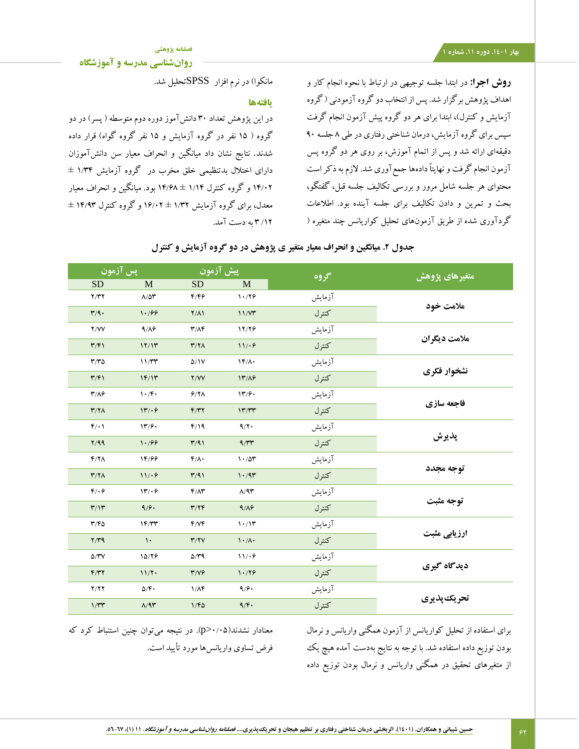**روش اجرا:** در ابتدا جلسه توجیهی در ارتباط با نحوه انجام کار و اهداف پژوهش برگزار شد. پس از انتخاب دو گروه آزمودنی ( گروه آزمایش و کنترل)، ابتدا برای هر دو گروه پیش آزمون انجام گرفت سپس برای گروه آزمایش، درمان شناختی رفتاری در طی ۸ جلسه ۹۰ دقیقه‌ای ارائه شد و پس از اتمام آموزش، بر روی هر دو گروه پس آزمون انجام گرفت و نهایتاً داده‌ها جمع‌آوری شد. لازم به ذکر است محتوای هر جلسه شامل مرور و بررسی تکالیف جلسه قبل، گفتگو، بحث و تمرین و دادن تکالیف برای جلسه آینده بود. اطلاعات گردآوری شده از طریق آزمون‌های تحلیل کوواریانس چند متغیره ( مانکوا) در نرم افزار SPSSتحلیل شد.

## یافته‌ها

در این پژوهش تعداد ۳۰ دانش‌آموز دوره دوم متوسطه ( پسر) در دو گروه ( ۱۵ نفر در گروه آزمایش و ۱۵ نفر گروه گواه) قرار داده شدند. نتایج نشان داد میانگین و انحراف معیار سن دانش‌آموزان دارای اختلال بدتنظیمی خلق مخرب در گروه آزمایش ۱/۳۴ ± ۱۴/۰۲ و گروه کنترل ۱/۱۴ ± ۱۴/۶۸ بود. میانگین و انحراف معیار معدل، برای گروه آزمایش ۱/۳۲ ± ۱۶/۰۲ و گروه کنترل ۱۴/۹۳ ± ۳/۱۲ به دست آمد.

**جدول ۲. میانگین و انحراف معیار متغیر ی پژوهش در دو گروه آزمایش و کنترل**

| متغیرهای پژوهش | گروه | پیش آزمون M | پیش آزمون SD | پس آزمون M | پس آزمون SD |
|---|---|---|---|---|---|
| ملامت خود | آزمایش | ۱۰/۲۶ | ۴/۴۶ | ۸/۵۳ | ۲/۳۲ |
| | کنترل | ۱۱/۷۳ | ۲/۸۱ | ۱۰/۶۶ | ۳/۹۰ |
| ملامت دیگران | آزمایش | ۱۲/۲۶ | ۳/۸۴ | ۹/۸۶ | ۲/۷۷ |
| | کنترل | ۱۱/۰۶ | ۳/۲۸ | ۱۲/۱۳ | ۳/۴۱ |
| نشخوار فکری | آزمایش | ۱۴/۸۰ | ۵/۱۷ | ۱۱/۳۳ | ۳/۳۵ |
| | کنترل | ۱۳/۸۶ | ۲/۷۷ | ۱۴/۱۳ | ۳/۴۱ |
| فاجعه سازی | آزمایش | ۱۳/۶۰ | ۶/۲۸ | ۱۰/۴۰ | ۳/۸۶ |
| | کنترل | ۱۳/۳۳ | ۴/۳۲ | ۱۳/۰۶ | ۳/۲۸ |
| پذیرش | آزمایش | ۹/۲۰ | ۴/۱۹ | ۱۳/۶۰ | ۴/۰۱ |
| | کنترل | ۹/۳۳ | ۳/۹۱ | ۱۰/۶۶ | ۲/۹۹ |
| توجه مجدد | آزمایش | ۱۰/۵۳ | ۴/۸۰ | ۱۴/۶۶ | ۴/۲۸ |
| | کنترل | ۱۰/۹۳ | ۳/۹۱ | ۱۱/۰۶ | ۳/۲۸ |
| توجه مثبت | آزمایش | ۸/۹۳ | ۴/۸۳ | ۱۳/۰۶ | ۴/۰۶ |
| | کنترل | ۹/۸۶ | ۳/۲۴ | ۹/۶۰ | ۳/۱۳ |
| ارزیابی مثبت | آزمایش | ۱۰/۱۳ | ۴/۷۴ | ۱۴/۳۳ | ۳/۴۵ |
| | کنترل | ۱۰/۸۰ | ۳/۲۷ | ۱۰ | ۲/۳۹ |
| دیدگاه گیری | آزمایش | ۱۱/۰۶ | ۵/۳۹ | ۱۵/۲۶ | ۵/۳۷ |
| | کنترل | ۱۰/۲۶ | ۳/۷۶ | ۱۱/۲۰ | ۴/۳۲ |
| تحریک‌پذیری | آزمایش | ۹/۶۰ | ۱/۸۴ | ۵/۴۰ | ۲/۲۲ |
| | کنترل | ۹/۴۰ | ۱/۴۵ | ۸/۹۳ | ۱/۳۳ |

برای استفاده از تحلیل کوواریانس از آزمون همگنی واریانس و نرمال بودن توزیع داده استفاده شد. با توجه به نتایج به‌دست آمده هیچ یک از متغیرهای تحقیق در همگنی واریانس و نرمال بودن توزیع داده معنادار نشدند($p>0.05$). در نتیجه می‌توان چنین استنباط کرد که فرض تساوی واریانس‌ها مورد تأیید است.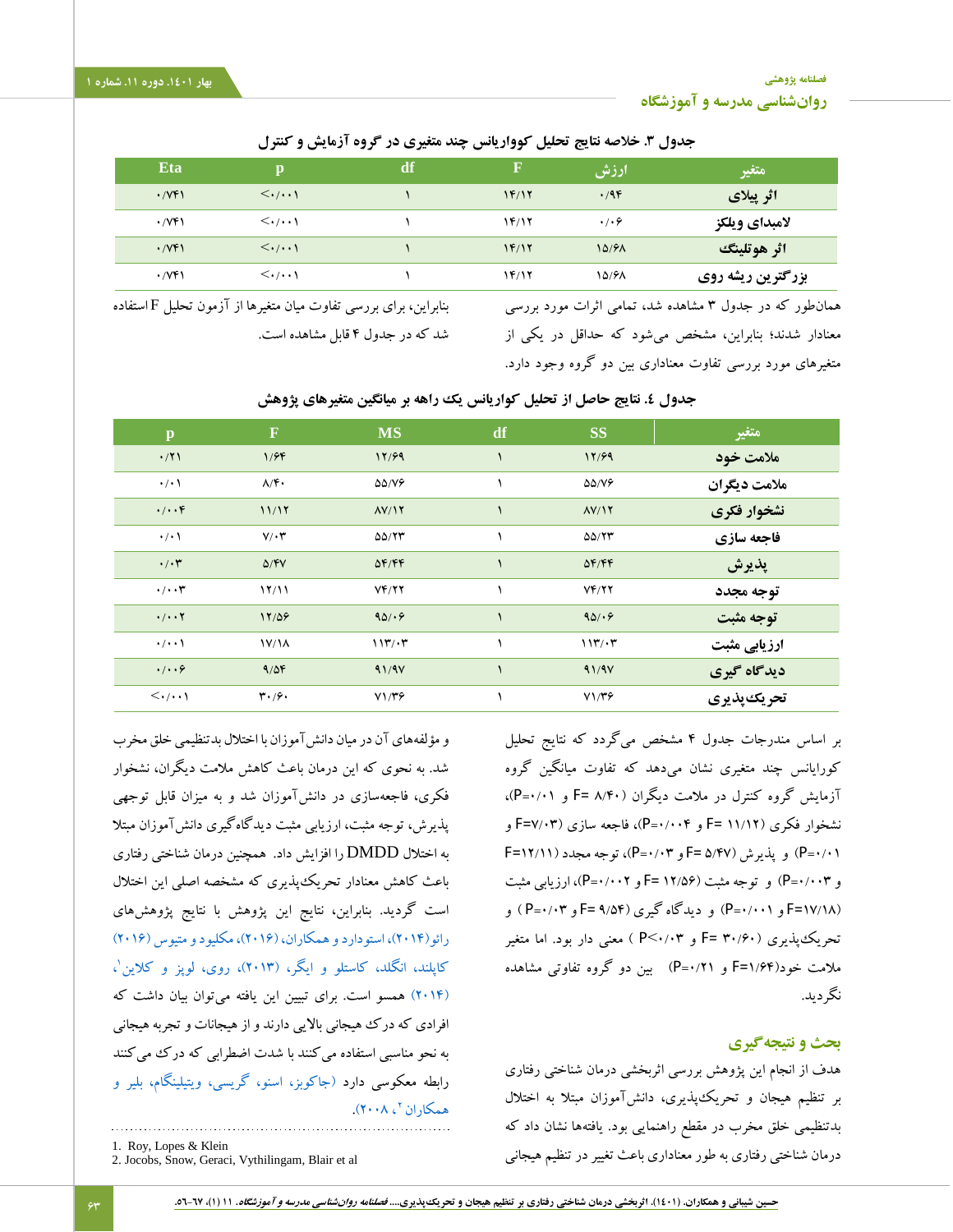جدول ۳. خلاصه نتایج تحلیل کوواریانس چند متغیری در گروه آزمایش و کنترل

| متغیر | ارزش | F | df | p | Eta |
|---|---|---|---|---|---|
| اثر پیلای | ۰/۹۴ | ۱۴/۱۲ | ۱ | <۰/۰۰۱ | ۰/۷۴۱ |
| لامبدای ویلکز | ۰/۰۶ | ۱۴/۱۲ | ۱ | <۰/۰۰۱ | ۰/۷۴۱ |
| اثر هوتلینگ | ۱۵/۶۸ | ۱۴/۱۲ | ۱ | <۰/۰۰۱ | ۰/۷۴۱ |
| بزرگترین ریشه روی | ۱۵/۶۸ | ۱۴/۱۲ | ۱ | <۰/۰۰۱ | ۰/۷۴۱ |

همان‌طور که در جدول ۳ مشاهده شد، تمامی اثرات مورد بررسی معنادار شدند؛ بنابراین، مشخص می‌شود که حداقل در یکی از متغیرهای مورد بررسی تفاوت معناداری بین دو گروه وجود دارد. بنابراین، برای بررسی تفاوت میان متغیرها از آزمون تحلیل F استفاده شد که در جدول ۴ قابل مشاهده است.

جدول ٤. نتایج حاصل از تحلیل کواریانس یک راهه بر میانگین متغیرهای پژوهش

| متغیر | SS | df | MS | F | p |
|---|---|---|---|---|---|
| ملامت خود | ۱۲/۶۹ | ۱ | ۱۲/۶۹ | ۱/۶۴ | ۰/۲۱ |
| ملامت دیگران | ۵۵/۷۶ | ۱ | ۵۵/۷۶ | ۸/۴۰ | ۰/۰۱ |
| نشخوار فکری | ۸۷/۱۲ | ۱ | ۸۷/۱۲ | ۱۱/۱۲ | ۰/۰۰۴ |
| فاجعه سازی | ۵۵/۲۳ | ۱ | ۵۵/۲۳ | ۷/۰۳ | ۰/۰۱ |
| پذیرش | ۵۴/۴۴ | ۱ | ۵۴/۴۴ | ۵/۴۷ | ۰/۰۳ |
| توجه مجدد | ۷۴/۲۲ | ۱ | ۷۴/۲۲ | ۱۲/۱۱ | ۰/۰۰۳ |
| توجه مثبت | ۹۵/۰۶ | ۱ | ۹۵/۰۶ | ۱۲/۵۶ | ۰/۰۰۲ |
| ارزیابی مثبت | ۱۱۳/۰۳ | ۱ | ۱۱۳/۰۳ | ۱۷/۱۸ | ۰/۰۰۱ |
| دیدگاه گیری | ۹۱/۹۷ | ۱ | ۹۱/۹۷ | ۹/۵۴ | ۰/۰۰۶ |
| تحریک‌پذیری | ۷۱/۳۶ | ۱ | ۷۱/۳۶ | ۳۰/۶۰ | <۰/۰۰۱ |

بر اساس مندرجات جدول ۴ مشخص می‌گردد که نتایج تحلیل کورایانس چند متغیری نشان می‌دهد که تفاوت میانگین گروه آزمایش گروه کنترل در ملامت دیگران (۸/۴۰ =F و ۰/۰۱=P)، نشخوار فکری (۱۱/۱۲ =F و ۰/۰۰۴=P)، فاجعه سازی (۷/۰۳=F و ۰/۰۱=P) و پذیرش (۵/۴۷ =F و ۰/۰۳=P)، توجه مجدد (۱۲/۱۱=F و ۰/۰۰۳=P) و توجه مثبت (۱۲/۵۶ =F و ۰/۰۰۲=P)، ارزیابی مثبت (۱۷/۱۸=F و ۰/۰۰۱=P) و دیدگاه گیری (۹/۵۴ =F و ۰/۰۳=P ) و تحریک‌پذیری (۳۰/۶۰ =F و ۰/۰۳>P ) معنی دار بود. اما متغیر ملامت خود(۱/۶۴=F و ۰/۲۱=P) بین دو گروه تفاوتی مشاهده نگردید.

## بحث و نتیجه‌گیری

هدف از انجام این پژوهش بررسی اثربخشی درمان شناختی رفتاری بر تنظیم هیجان و تحریک‌پذیری، دانش‌آموزان مبتلا به اختلال بدتنظیمی خلق مخرب در مقطع راهنمایی بود. یافته‌ها نشان داد که درمان شناختی رفتاری به طور معناداری باعث تغییر در تنظیم هیجانی و مؤلفه‌های آن در میان دانش‌آموزان با اختلال بدتنظیمی خلق مخرب شد. به نحوی که این درمان باعث کاهش ملامت دیگران، نشخوار فکری، فاجعه‌سازی در دانش‌آموزان شد و به میزان قابل توجهی پذیرش، توجه مثبت، ارزیابی مثبت دیدگاه‌گیری دانش‌آموزان مبتلا به اختلال DMDD را افزایش داد. همچنین درمان شناختی رفتاری باعث کاهش معنادار تحریک‌پذیری که مشخصه اصلی این اختلال است گردید. بنابراین، نتایج این پژوهش با نتایج پژوهش‌های راثو(۲۰۱۴)، استوداردو و همکاران، (۲۰۱۶)، مکلیود و متیوس (۲۰۱۶) کاپلند، انگلد، کاستلو و ایگر، (۲۰۱۳)، روی، لوپز و کلاین[1]، (۲۰۱۴) همسو است. برای تبیین این یافته می‌توان بیان داشت که افرادی که درک هیجانی بالایی دارند و از هیجانات و تجربه هیجانی به نحو مناسبی استفاده می‌کنند با شدت اضطرابی که درک می‌کنند رابطه معکوسی دارد (جاکوبز، اسنو، گریسی، ویتیلینگام، بلیر و همکاران[2]، ۲۰۰۸).

1. Roy, Lopes & Klein
2. Jocobs, Snow, Geraci, Vythilingam, Blair et al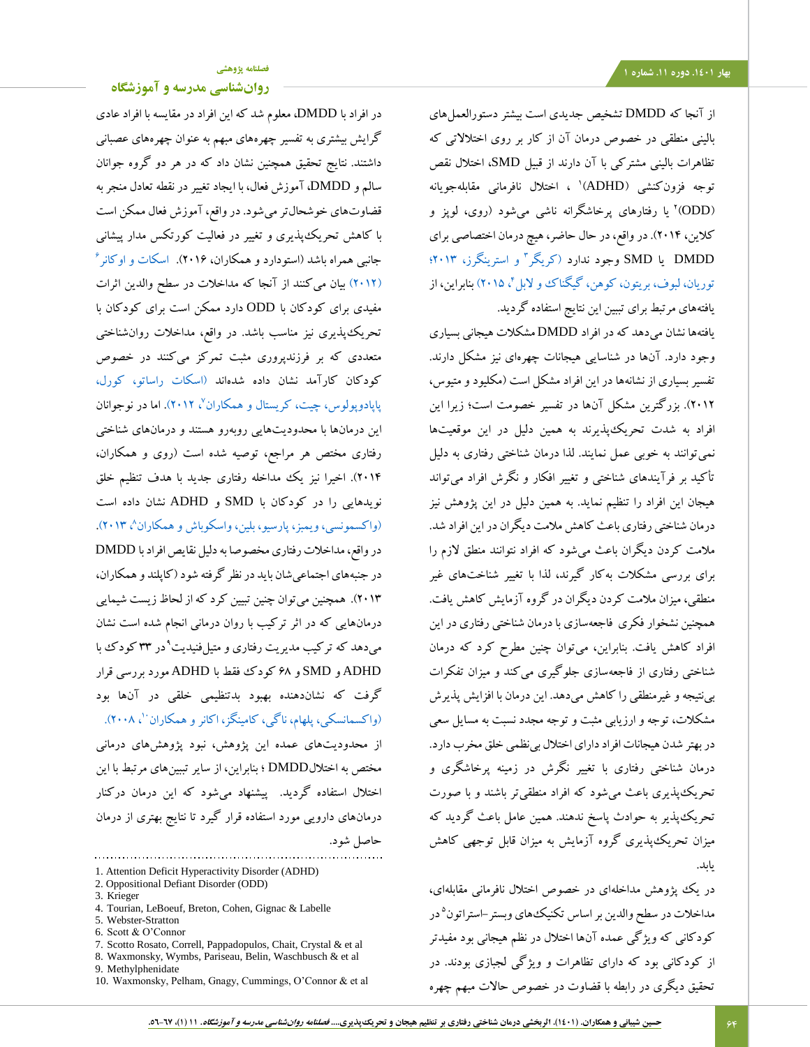از آنجا که DMDD تشخیص جدیدی است بیشتر دستورالعمل‌های بالینی منطقی در خصوص درمان آن از کار بر روی اختلالاتی که تظاهرات بالینی مشترکی با آن دارند از قبیل SMD، اختلال نقص توجه فزون‌کنشی (ADHD)[1] ، اختلال نافرمانی مقابله‌جویانه (ODD)[2] یا رفتارهای پرخاشگرانه ناشی می‌شود (روی، لوپز و کلاین، ۲۰۱۴). در واقع، در حال حاضر، هیچ درمان اختصاصی برای DMDD یا SMD وجود ندارد (کریگر[3] و استرینگر، ۲۰۱۳؛ توریان، لبوف، بریتون، کوهن، گیگناک و لابل[4]، ۲۰۱۵) بنابراین، از یافته‌های مرتبط برای تبیین این نتایج استفاده گردید.

یافته‌ها نشان می‌دهد که در افراد DMDD مشکلات هیجانی بسیاری وجود دارد. آن‌ها در شناسایی هیجانات چهره‌ای نیز مشکل دارند. تفسیر بسیاری از نشانه‌ها در این افراد مشکل است (مکلیود و متیوس، ۲۰۱۲). بزرگترین مشکل آن‌ها در تفسیر خصومت است؛ زیرا این افراد به شدت تحریک‌پذیرند به همین دلیل در این موقعیت‌ها نمی‌توانند به خوبی عمل نمایند. لذا درمان شناختی رفتاری به دلیل تأکید بر فرآیندهای شناختی و تغییر افکار و نگرش افراد می‌تواند هیجان این افراد را تنظیم نماید. به همین دلیل در این پژوهش نیز درمان شناختی رفتاری باعث کاهش ملامت دیگران در این افراد شد. ملامت کردن دیگران باعث می‌شود که افراد نتوانند منطق لازم را برای بررسی مشکلات به‌کار گیرند، لذا با تغییر شناخت‌های غیر منطقی، میزان ملامت کردن دیگران در گروه آزمایش کاهش یافت. همچنین نشخوار فکری فاجعه‌سازی با درمان شناختی رفتاری در این افراد کاهش یافت. بنابراین، می‌توان چنین مطرح کرد که درمان شناختی رفتاری از فاجعه‌سازی جلوگیری می‌کند و میزان تفکرات بی‌نتیجه و غیرمنطقی را کاهش می‌دهد. این درمان با افزایش پذیرش مشکلات، توجه و ارزیابی مثبت و توجه مجدد نسبت به مسایل سعی در بهتر شدن هیجانات افراد دارای اختلال بی‌نظمی خلق مخرب دارد. درمان شناختی رفتاری با تغییر نگرش در زمینه پرخاشگری و تحریک‌پذیری باعث می‌شود که افراد منطقی‌تر باشند و با صورت تحریک‌پذیر به حوادث پاسخ ندهند. همین عامل باعث گردید که میزان تحریک‌پذیری گروه آزمایش به میزان قابل توجهی کاهش یابد.

در یک پژوهش مداخله‌ای در خصوص اختلال نافرمانی مقابله‌ای، مداخلات در سطح والدین بر اساس تکنیک‌های وبستر-استراتون[5] در کودکانی که ویژگی عمده آن‌ها اختلال در نظم هیجانی بود مفیدتر از کودکانی بود که دارای تظاهرات و ویژگی لجبازی بودند. در تحقیق دیگری در رابطه با قضاوت در خصوص حالات مبهم چهره در افراد با DMDD، معلوم شد که این افراد در مقایسه با افراد عادی گرایش بیشتری به تفسیر چهره‌های مبهم به عنوان چهره‌های عصبانی داشتند. نتایج تحقیق همچنین نشان داد که در هر دو گروه جوانان سالم و DMDD، آموزش فعال، با ایجاد تغییر در نقطه تعادل منجر به قضاوت‌های خوشحال‌تر می‌شود. در واقع، آموزش فعال ممکن است با کاهش تحریک‌پذیری و تغییر در فعالیت کورتکس مدار پیشانی جانبی همراه باشد (استودارد و همکاران، ۲۰۱۶). اسکات و اوکانر[6] (۲۰۱۲) بیان می‌کنند از آنجا که مداخلات در سطح والدین اثرات مفیدی برای کودکان با ODD دارد ممکن است برای کودکان با تحریک‌پذیری نیز مناسب باشد. در واقع، مداخلات روان‌شناختی متعددی که بر فرزندپروری مثبت تمرکز می‌کنند در خصوص کودکان کارآمد نشان داده شده‌اند (اسکات راساتو، کورل، پاپادوپولس، چیت، کریستال و همکاران[7]، ۲۰۱۲). اما در نوجوانان این درمان‌ها با محدودیت‌هایی روبه‌رو هستند و درمان‌های شناختی رفتاری مختص هر مراجع، توصیه شده است (روی و همکاران، ۲۰۱۴). اخیرا نیز یک مداخله رفتاری جدید با هدف تنظیم خلق نویدهایی را در کودکان با SMD و ADHD نشان داده است (واکسمونسی، ویمبز، پاریسو، بلین، واسکوباش و همکاران[8]، ۲۰۱۳). در واقع، مداخلات رفتاری مخصوصا به دلیل نقایص افراد با DMDD در جنبه‌های اجتماعی‌شان باید در نظر گرفته شود (کاپلند و همکاران، ۲۰۱۳). همچنین می‌توان چنین تبیین کرد که از لحاظ زیست شیمیایی درمان‌هایی که در اثر ترکیب با روان درمانی انجام شده است نشان می‌دهد که ترکیب مدیریت رفتاری و متیل‌فنیدیت[9] در ۳۳ کودک با ADHD و SMD و ۶۸ کودک فقط با ADHD مورد بررسی قرار گرفت که نشان‌دهنده بهبود بدتنظیمی خلقی در آن‌ها بود (واکسمانسکی، پلهام، ناگی، کامینگز، اکانر و همکاران[10]، ۲۰۰۸).

از محدودیت‌های عمده این پژوهش، نبود پژوهش‌های درمانی مختص به اختلالDMDD ؛ بنابراین، از سایر تبیین‌های مرتبط با این اختلال استفاده گردید. پیشنهاد می‌شود که این درمان درکنار درمان‌های دارویی مورد استفاده قرار گیرد تا نتایج بهتری از درمان حاصل شود.

---

1. Attention Deficit Hyperactivity Disorder (ADHD)
2. Oppositional Defiant Disorder (ODD)
3. Krieger
4. Tourian, LeBoeuf, Breton, Cohen, Gignac & Labelle
5. Webster-Stratton
6. Scott & O'Connor
7. Scotto Rosato, Correll, Pappadopulos, Chait, Crystal & et al
8. Waxmonsky, Wymbs, Pariseau, Belin, Waschbusch & et al
9. Methylphenidate
10. Waxmonsky, Pelham, Gnagy, Cummings, O'Connor & et al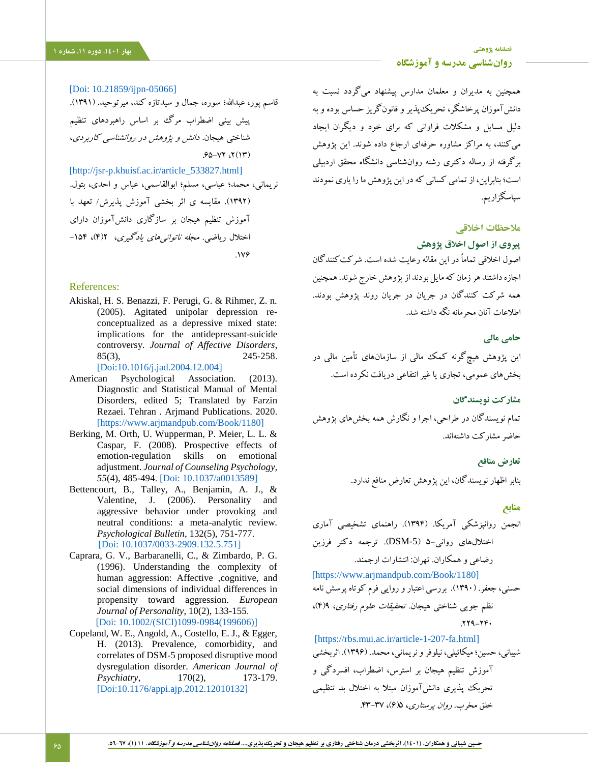همچنین به مدیران و معلمان مدارس پیشنهاد می‌گردد نسبت به دانش‌آموزان پرخاشگر، تحریک‌پذیر و قانون‌گریز حساس بوده و به دلیل مسایل و مشکلات فراوانی که برای خود و دیگران ایجاد می‌کنند، به مراکز مشاوره حرفه‌ای ارجاع داده شوند. این پژوهش برگرفته از رساله دکتری رشته روانشناسی دانشگاه محقق اردبیلی است؛ بنابراین، از تمامی کسانی که در این پژوهش ما را یاری نمودند سپاسگزاریم.

## ملاحظات اخلاقی

### پیروی از اصول اخلاق پژوهش

اصول اخلاقی تماماً در این مقاله رعایت شده است. شرکت‌کنندگان اجازه داشتند هر زمان که مایل بودند از پژوهش خارج شوند. همچنین همه شرکت کنندگان در جریان روند پژوهش بودند. اطلاعات آنان محرمانه نگه داشته شد.

### حامی مالی

این پژوهش هیچ‌گونه کمک مالی از سازمان‌های تأمین مالی در بخش‌های عمومی، تجاری یا غیر انتفاعی دریافت نکرده است.

### مشارکت نویسندگان

تمام نویسندگان در طراحی، اجرا و نگارش همه بخش‌های پژوهش حاضر مشارکت داشته‌اند.

### تعارض منافع

بنابر اظهار نویسندگان، این پژوهش تعارض منافع ندارد.

## منابع

انجمن روانپزشکی آمریکا. (۱۳۹۴). راهنمای تشخیصی آماری اختلال‌های روانی-۵ (DSM-5). ترجمه دکتر فرزین رضاعی و همکاران. تهران: انتشارات ارجمند. [https://www.arjmandpub.com/Book/1180]

حسنی، جعفر. (۱۳۹۰). بررسی اعتبار و روایی فرم کوتاه پرسش نامه نظم جویی شناختی هیجان. *تحقیقات علوم رفتاری*، ۹(۴)، ۲۲۹-۲۴۰. [https://rbs.mui.ac.ir/article-1-207-fa.html]

شیبانی، حسین؛ میکائیلی، نیلوفر و نریمانی، محمد. (۱۳۹۶). اثربخشی آموزش تنظیم هیجان بر استرس، اضطراب، افسردگی و تحریک پذیری دانش‌آموزان مبتلا به اختلال بد تنظیمی خلق مخرب. *روان پرستاری*، ۵(۶)، ۳۷-۴۳. [Doi: 10.21859/ijpn-05066]

قاسم پور، عبدالله؛ سوره، جمال و سیدتازه کند، میرتوحید. (۱۳۹۱). پیش بینی اضطراب مرگ بر اساس راهبردهای تنظیم شناختی هیجان. *دانش و پژوهش در روانشناسی کاربردی*، ۲(۱۳)، ۷۲-۶۵. [http://jsr-p.khuisf.ac.ir/article_533827.html]

نریمانی، محمد؛ عباسی، مسلم؛ ابوالقاسمی، عباس و احدی، بتول. (۱۳۹۲). مقایسه ی اثر بخشی آموزش پذیرش/ تعهد با آموزش تنظیم هیجان بر سازگاری دانش‌آموزان دارای اختلال ریاضی. *مجله ناتوانی‌های یادگیری*، ۲(۴)، ۱۵۴-۱۷۶.

## References:

Akiskal, H. S. Benazzi, F. Perugi, G. & Rihmer, Z. n. (2005). Agitated unipolar depression re-conceptualized as a depressive mixed state: implications for the antidepressant-suicide controversy. *Journal of Affective Disorders*, 85(3), 245-258. [Doi:10.1016/j.jad.2004.12.004]

American Psychological Association. (2013). Diagnostic and Statistical Manual of Mental Disorders, edited 5; Translated by Farzin Rezaei. Tehran . Arjmand Publications. 2020. [https://www.arjmandpub.com/Book/1180]

Berking, M. Orth, U. Wupperman, P. Meier, L. L. & Caspar, F. (2008). Prospective effects of emotion-regulation skills on emotional adjustment. *Journal of Counseling Psychology*, *55*(4), 485-494. [Doi: 10.1037/a0013589]

Bettencourt, B., Talley, A., Benjamin, A. J., & Valentine, J. (2006). Personality and aggressive behavior under provoking and neutral conditions: a meta-analytic review. *Psychological Bulletin*, 132(5), 751-777. [Doi: 10.1037/0033-2909.132.5.751]

Caprara, G. V., Barbaranelli, C., & Zimbardo, P. G. (1996). Understanding the complexity of human aggression: Affective ,cognitive, and social dimensions of individual differences in propensity toward aggression. *European Journal of Personality*, 10(2), 133-155. [Doi: 10.1002/(SICI)1099-0984(199606)]

Copeland, W. E., Angold, A., Costello, E. J., & Egger, H. (2013). Prevalence, comorbidity, and correlates of DSM-5 proposed disruptive mood dysregulation disorder. *American Journal of Psychiatry*, 170(2), 173-179. [Doi:10.1176/appi.ajp.2012.12010132]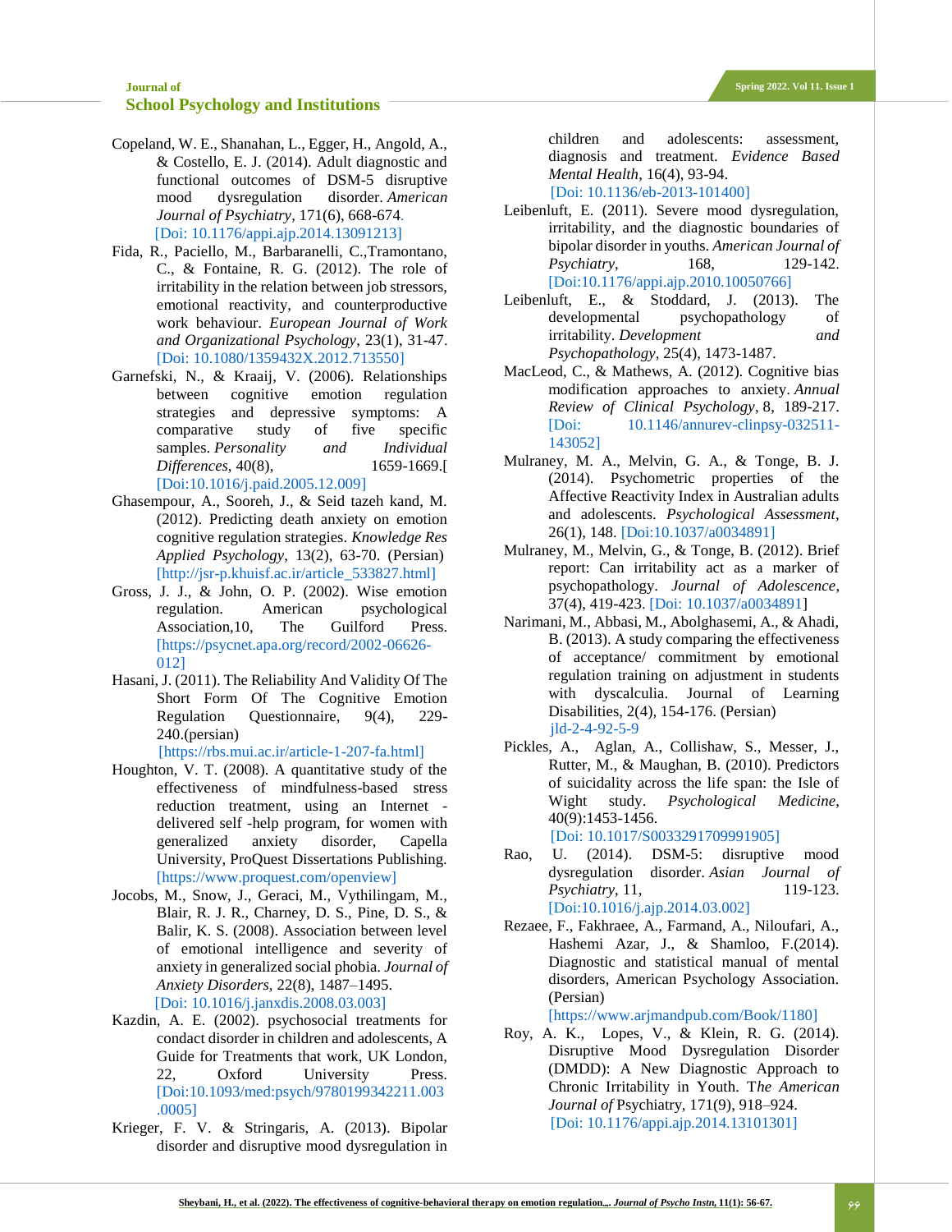Copeland, W. E., Shanahan, L., Egger, H., Angold, A., & Costello, E. J. (2014). Adult diagnostic and functional outcomes of DSM-5 disruptive mood dysregulation disorder. *American Journal of Psychiatry*, 171(6), 668-674. [Doi: 10.1176/appi.ajp.2014.13091213]

Fida, R., Paciello, M., Barbaranelli, C.,Tramontano, C., & Fontaine, R. G. (2012). The role of irritability in the relation between job stressors, emotional reactivity, and counterproductive work behaviour. *European Journal of Work and Organizational Psychology*, 23(1), 31-47. [Doi: 10.1080/1359432X.2012.713550]

Garnefski, N., & Kraaij, V. (2006). Relationships between cognitive emotion regulation strategies and depressive symptoms: A comparative study of five specific samples. *Personality and Individual Differences*, 40(8), 1659-1669.[ [Doi:10.1016/j.paid.2005.12.009]

Ghasempour, A., Sooreh, J., & Seid tazeh kand, M. (2012). Predicting death anxiety on emotion cognitive regulation strategies. *Knowledge Res Applied Psychology*, 13(2), 63-70. (Persian) [http://jsr-p.khuisf.ac.ir/article_533827.html]

Gross, J. J., & John, O. P. (2002). Wise emotion regulation. American psychological Association,10, The Guilford Press. [https://psycnet.apa.org/record/2002-06626-012]

Hasani, J. (2011). The Reliability And Validity Of The Short Form Of The Cognitive Emotion Regulation Questionnaire, 9(4), 229-240.(persian) [https://rbs.mui.ac.ir/article-1-207-fa.html]

Houghton, V. T. (2008). A quantitative study of the effectiveness of mindfulness-based stress reduction treatment, using an Internet - delivered self -help program, for women with generalized anxiety disorder, Capella University, ProQuest Dissertations Publishing. [https://www.proquest.com/openview]

Jocobs, M., Snow, J., Geraci, M., Vythilingam, M., Blair, R. J. R., Charney, D. S., Pine, D. S., & Balir, K. S. (2008). Association between level of emotional intelligence and severity of anxiety in generalized social phobia. *Journal of Anxiety Disorders*, 22(8), 1487–1495. [Doi: 10.1016/j.janxdis.2008.03.003]

Kazdin, A. E. (2002). psychosocial treatments for conduct disorder in children and adolescents, A Guide for Treatments that work, UK London, 22, Oxford University Press. [Doi:10.1093/med:psych/9780199342211.003.0005]

Krieger, F. V. & Stringaris, A. (2013). Bipolar disorder and disruptive mood dysregulation in children and adolescents: assessment, diagnosis and treatment. *Evidence Based Mental Health*, 16(4), 93-94. [Doi: 10.1136/eb-2013-101400]

Leibenluft, E. (2011). Severe mood dysregulation, irritability, and the diagnostic boundaries of bipolar disorder in youths. *American Journal of Psychiatry*, 168, 129-142. [Doi:10.1176/appi.ajp.2010.10050766]

Leibenluft, E., & Stoddard, J. (2013). The developmental psychopathology of irritability. *Development and Psychopathology*, 25(4), 1473-1487.

MacLeod, C., & Mathews, A. (2012). Cognitive bias modification approaches to anxiety. *Annual Review of Clinical Psychology*, 8, 189-217. [Doi: 10.1146/annurev-clinpsy-032511-143052]

Mulraney, M. A., Melvin, G. A., & Tonge, B. J. (2014). Psychometric properties of the Affective Reactivity Index in Australian adults and adolescents. *Psychological Assessment*, 26(1), 148. [Doi:10.1037/a0034891]

Mulraney, M., Melvin, G., & Tonge, B. (2012). Brief report: Can irritability act as a marker of psychopathology. *Journal of Adolescence*, 37(4), 419-423. [Doi: 10.1037/a0034891]

Narimani, M., Abbasi, M., Abolghasemi, A., & Ahadi, B. (2013). A study comparing the effectiveness of acceptance/ commitment by emotional regulation training on adjustment in students with dyscalculia. Journal of Learning Disabilities, 2(4), 154-176. (Persian) jld-2-4-92-5-9

Pickles, A., Aglan, A., Collishaw, S., Messer, J., Rutter, M., & Maughan, B. (2010). Predictors of suicidality across the life span: the Isle of Wight study. *Psychological Medicine*, 40(9):1453-1456. [Doi: 10.1017/S0033291709991905]

Rao, U. (2014). DSM-5: disruptive mood dysregulation disorder. *Asian Journal of Psychiatry*, 11, 119-123. [Doi:10.1016/j.ajp.2014.03.002]

Rezaee, F., Fakhraee, A., Farmand, A., Niloufari, A., Hashemi Azar, J., & Shamloo, F.(2014). Diagnostic and statistical manual of mental disorders, American Psychology Association. (Persian) [https://www.arjmandpub.com/Book/1180]

Roy, A. K., Lopes, V., & Klein, R. G. (2014). Disruptive Mood Dysregulation Disorder (DMDD): A New Diagnostic Approach to Chronic Irritability in Youth. T*he American Journal of* Psychiatry, 171(9), 918–924. [Doi: 10.1176/appi.ajp.2014.13101301]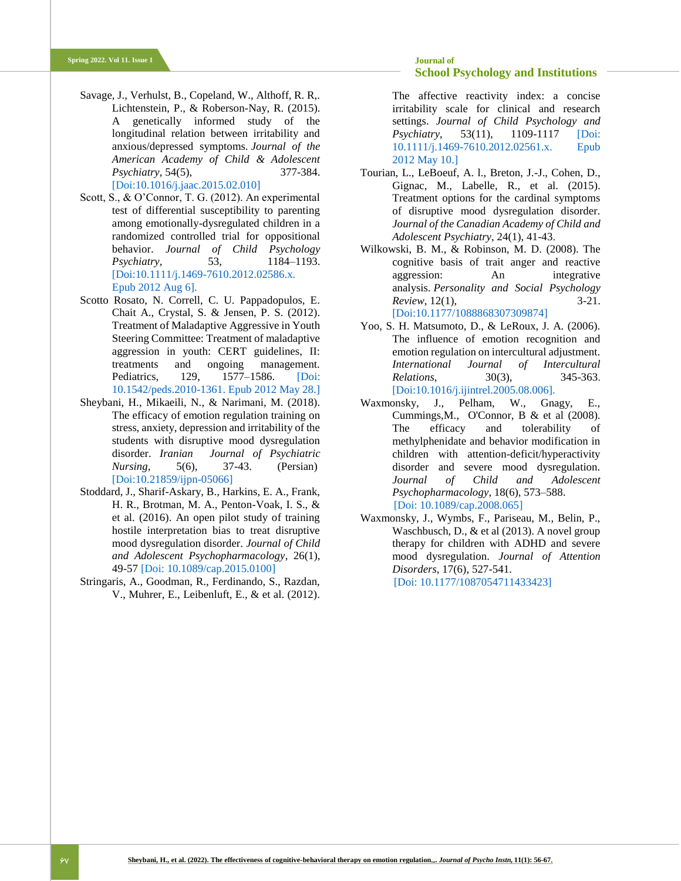Savage, J., Verhulst, B., Copeland, W., Althoff, R. R,. Lichtenstein, P., & Roberson-Nay, R. (2015). A genetically informed study of the longitudinal relation between irritability and anxious/depressed symptoms. *Journal of the American Academy of Child & Adolescent Psychiatry*, 54(5), 377-384. [Doi:10.1016/j.jaac.2015.02.010]

Scott, S., & O'Connor, T. G. (2012). An experimental test of differential susceptibility to parenting among emotionally-dysregulated children in a randomized controlled trial for oppositional behavior. *Journal of Child Psychology Psychiatry*, 53, 1184–1193. [Doi:10.1111/j.1469-7610.2012.02586.x. Epub 2012 Aug 6].

Scotto Rosato, N. Correll, C. U. Pappadopulos, E. Chait A., Crystal, S. & Jensen, P. S. (2012). Treatment of Maladaptive Aggressive in Youth Steering Committee: Treatment of maladaptive aggression in youth: CERT guidelines, II: treatments and ongoing management. Pediatrics, 129, 1577–1586. [Doi: 10.1542/peds.2010-1361. Epub 2012 May 28.]

Sheybani, H., Mikaeili, N., & Narimani, M. (2018). The efficacy of emotion regulation training on stress, anxiety, depression and irritability of the students with disruptive mood dysregulation disorder. *Iranian Journal of Psychiatric Nursing*, 5(6), 37-43. (Persian) [Doi:10.21859/ijpn-05066]

Stoddard, J., Sharif-Askary, B., Harkins, E. A., Frank, H. R., Brotman, M. A., Penton-Voak, I. S., & et al. (2016). An open pilot study of training hostile interpretation bias to treat disruptive mood dysregulation disorder. *Journal of Child and Adolescent Psychopharmacology*, 26(1), 49-57 [Doi: 10.1089/cap.2015.0100]

Stringaris, A., Goodman, R., Ferdinando, S., Razdan, V., Muhrer, E., Leibenluft, E., & et al. (2012). The affective reactivity index: a concise irritability scale for clinical and research settings. *Journal of Child Psychology and Psychiatry*, 53(11), 1109-1117 [Doi: 10.1111/j.1469-7610.2012.02561.x. Epub 2012 May 10.]

Tourian, L., LeBoeuf, A. l., Breton, J.-J., Cohen, D., Gignac, M., Labelle, R., et al. (2015). Treatment options for the cardinal symptoms of disruptive mood dysregulation disorder. *Journal of the Canadian Academy of Child and Adolescent Psychiatry*, 24(1), 41-43.

Wilkowski, B. M., & Robinson, M. D. (2008). The cognitive basis of trait anger and reactive aggression: An integrative analysis. *Personality and Social Psychology Review*, 12(1), 3-21. [Doi:10.1177/1088868307309874]

Yoo, S. H. Matsumoto, D., & LeRoux, J. A. (2006). The influence of emotion recognition and emotion regulation on intercultural adjustment. *International Journal of Intercultural Relations*, 30(3), 345-363. [Doi:10.1016/j.ijintrel.2005.08.006].

Waxmonsky, J., Pelham, W., Gnagy, E., Cummings,M., O'Connor, B & et al (2008). The efficacy and tolerability of methylphenidate and behavior modification in children with attention-deficit/hyperactivity disorder and severe mood dysregulation. *Journal of Child and Adolescent Psychopharmacology*, 18(6), 573–588. [Doi: 10.1089/cap.2008.065]

Waxmonsky, J., Wymbs, F., Pariseau, M., Belin, P., Waschbusch, D., & et al (2013). A novel group therapy for children with ADHD and severe mood dysregulation. *Journal of Attention Disorders*, 17(6), 527-541. [Doi: 10.1177/1087054711433423]